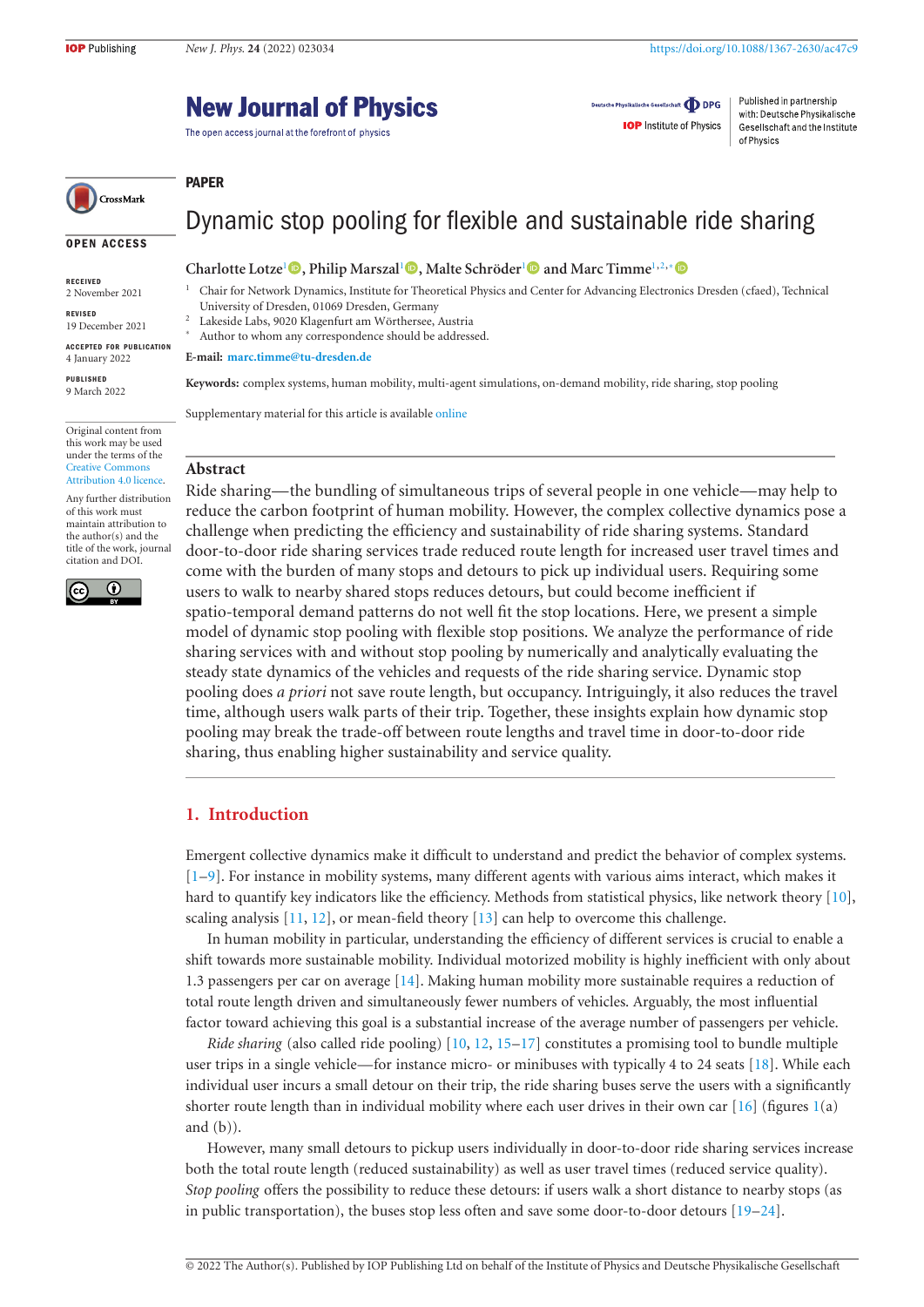# Dynamic stop pooling for flexible and sustainable ride sharing

**PAPER**

**OPEN ACCESS**

RECEIVED
2 November 2021

REVISED
19 December 2021

ACCEPTED FOR PUBLICATION
4 January 2022

PUBLISHED
9 March 2022

Original content from this work may be used under the terms of the Creative Commons Attribution 4.0 licence.

Any further distribution of this work must maintain attribution to the author(s) and the title of the work, journal citation and DOI.

Charlotte Lotze[1], Philip Marszal[1], Malte Schröder[1] and Marc Timme[1,2,*]

[1] Chair for Network Dynamics, Institute for Theoretical Physics and Center for Advancing Electronics Dresden (cfaed), Technical University of Dresden, 01069 Dresden, Germany

[2] Lakeside Labs, 9020 Klagenfurt am Wörthersee, Austria

[*] Author to whom any correspondence should be addressed.

**E-mail:** marc.timme@tu-dresden.de

**Keywords:** complex systems, human mobility, multi-agent simulations, on-demand mobility, ride sharing, stop pooling

Supplementary material for this article is available online

## Abstract

Ride sharing—the bundling of simultaneous trips of several people in one vehicle—may help to reduce the carbon footprint of human mobility. However, the complex collective dynamics pose a challenge when predicting the efficiency and sustainability of ride sharing systems. Standard door-to-door ride sharing services trade reduced route length for increased user travel times and come with the burden of many stops and detours to pick up individual users. Requiring some users to walk to nearby shared stops reduces detours, but could become inefficient if spatio-temporal demand patterns do not well fit the stop locations. Here, we present a simple model of dynamic stop pooling with flexible stop positions. We analyze the performance of ride sharing services with and without stop pooling by numerically and analytically evaluating the steady state dynamics of the vehicles and requests of the ride sharing service. Dynamic stop pooling does *a priori* not save route length, but occupancy. Intriguingly, it also reduces the travel time, although users walk parts of their trip. Together, these insights explain how dynamic stop pooling may break the trade-off between route lengths and travel time in door-to-door ride sharing, thus enabling higher sustainability and service quality.

## 1. Introduction

Emergent collective dynamics make it difficult to understand and predict the behavior of complex systems. [1–9]. For instance in mobility systems, many different agents with various aims interact, which makes it hard to quantify key indicators like the efficiency. Methods from statistical physics, like network theory [10], scaling analysis [11, 12], or mean-field theory [13] can help to overcome this challenge.

In human mobility in particular, understanding the efficiency of different services is crucial to enable a shift towards more sustainable mobility. Individual motorized mobility is highly inefficient with only about 1.3 passengers per car on average [14]. Making human mobility more sustainable requires a reduction of total route length driven and simultaneously fewer numbers of vehicles. Arguably, the most influential factor toward achieving this goal is a substantial increase of the average number of passengers per vehicle.

*Ride sharing* (also called ride pooling) [10, 12, 15–17] constitutes a promising tool to bundle multiple user trips in a single vehicle—for instance micro- or minibuses with typically 4 to 24 seats [18]. While each individual user incurs a small detour on their trip, the ride sharing buses serve the users with a significantly shorter route length than in individual mobility where each user drives in their own car [16] (figures 1(a) and (b)).

However, many small detours to pickup users individually in door-to-door ride sharing services increase both the total route length (reduced sustainability) as well as user travel times (reduced service quality). *Stop pooling* offers the possibility to reduce these detours: if users walk a short distance to nearby stops (as in public transportation), the buses stop less often and save some door-to-door detours [19–24].

© 2022 The Author(s). Published by IOP Publishing Ltd on behalf of the Institute of Physics and Deutsche Physikalische Gesellschaft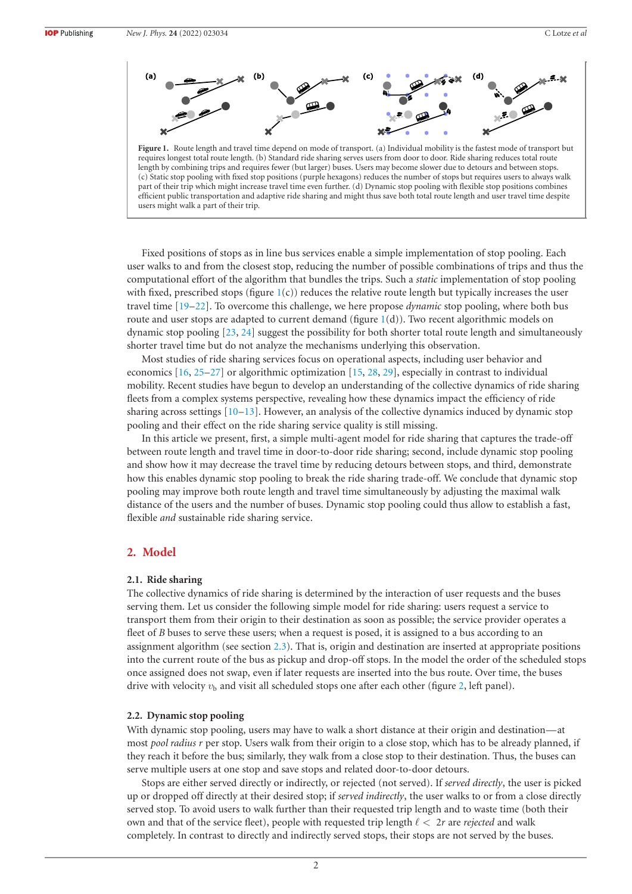(a) (b) (c) (d)

**Figure 1.** Route length and travel time depend on mode of transport. (a) Individual mobility is the fastest mode of transport but requires longest total route length. (b) Standard ride sharing serves users from door to door. Ride sharing reduces total route length by combining trips and requires fewer (but larger) buses. Users may become slower due to detours and between stops. (c) Static stop pooling with fixed stop positions (purple hexagons) reduces the number of stops but requires users to always walk part of their trip which might increase travel time even further. (d) Dynamic stop pooling with flexible stop positions combines efficient public transportation and adaptive ride sharing and might thus save both total route length and user travel time despite users might walk a part of their trip.

Fixed positions of stops as in line bus services enable a simple implementation of stop pooling. Each user walks to and from the closest stop, reducing the number of possible combinations of trips and thus the computational effort of the algorithm that bundles the trips. Such a *static* implementation of stop pooling with fixed, prescribed stops (figure 1(c)) reduces the relative route length but typically increases the user travel time [19–22]. To overcome this challenge, we here propose *dynamic* stop pooling, where both bus route and user stops are adapted to current demand (figure 1(d)). Two recent algorithmic models on dynamic stop pooling [23, 24] suggest the possibility for both shorter total route length and simultaneously shorter travel time but do not analyze the mechanisms underlying this observation.

Most studies of ride sharing services focus on operational aspects, including user behavior and economics [16, 25–27] or algorithmic optimization [15, 28, 29], especially in contrast to individual mobility. Recent studies have begun to develop an understanding of the collective dynamics of ride sharing fleets from a complex systems perspective, revealing how these dynamics impact the efficiency of ride sharing across settings [10–13]. However, an analysis of the collective dynamics induced by dynamic stop pooling and their effect on the ride sharing service quality is still missing.

In this article we present, first, a simple multi-agent model for ride sharing that captures the trade-off between route length and travel time in door-to-door ride sharing; second, include dynamic stop pooling and show how it may decrease the travel time by reducing detours between stops, and third, demonstrate how this enables dynamic stop pooling to break the ride sharing trade-off. We conclude that dynamic stop pooling may improve both route length and travel time simultaneously by adjusting the maximal walk distance of the users and the number of buses. Dynamic stop pooling could thus allow to establish a fast, flexible *and* sustainable ride sharing service.

## 2. Model

### 2.1. Ride sharing

The collective dynamics of ride sharing is determined by the interaction of user requests and the buses serving them. Let us consider the following simple model for ride sharing: users request a service to transport them from their origin to their destination as soon as possible; the service provider operates a fleet of $B$ buses to serve these users; when a request is posed, it is assigned to a bus according to an assignment algorithm (see section 2.3). That is, origin and destination are inserted at appropriate positions into the current route of the bus as pickup and drop-off stops. In the model the order of the scheduled stops once assigned does not swap, even if later requests are inserted into the bus route. Over time, the buses drive with velocity $v_\mathrm{b}$ and visit all scheduled stops one after each other (figure 2, left panel).

### 2.2. Dynamic stop pooling

With dynamic stop pooling, users may have to walk a short distance at their origin and destination—at most *pool radius* $r$ per stop. Users walk from their origin to a close stop, which has to be already planned, if they reach it before the bus; similarly, they walk from a close stop to their destination. Thus, the buses can serve multiple users at one stop and save stops and related door-to-door detours.

Stops are either served directly or indirectly, or rejected (not served). If *served directly*, the user is picked up or dropped off directly at their desired stop; if *served indirectly*, the user walks to or from a close directly served stop. To avoid users to walk further than their requested trip length and to waste time (both their own and that of the service fleet), people with requested trip length $\ell < 2r$ are *rejected* and walk completely. In contrast to directly and indirectly served stops, their stops are not served by the buses.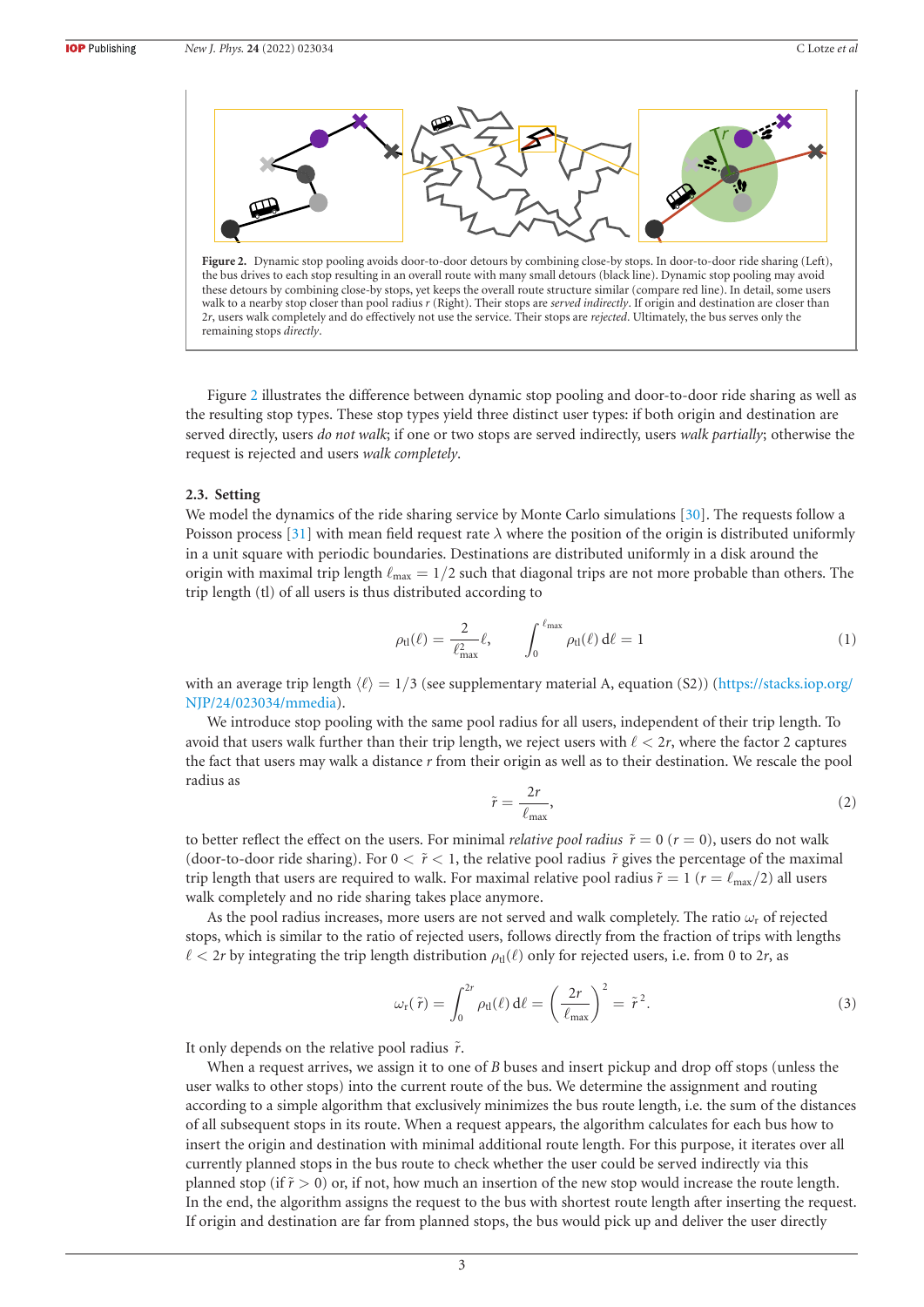**Figure 2.** Dynamic stop pooling avoids door-to-door detours by combining close-by stops. In door-to-door ride sharing (Left), the bus drives to each stop resulting in an overall route with many small detours (black line). Dynamic stop pooling may avoid these detours by combining close-by stops, yet keeps the overall route structure similar (compare red line). In detail, some users walk to a nearby stop closer than pool radius $r$ (Right). Their stops are *served indirectly*. If origin and destination are closer than $2r$, users walk completely and do effectively not use the service. Their stops are *rejected*. Ultimately, the bus serves only the remaining stops *directly*.

Figure 2 illustrates the difference between dynamic stop pooling and door-to-door ride sharing as well as the resulting stop types. These stop types yield three distinct user types: if both origin and destination are served directly, users *do not walk*; if one or two stops are served indirectly, users *walk partially*; otherwise the request is rejected and users *walk completely*.

### 2.3. Setting

We model the dynamics of the ride sharing service by Monte Carlo simulations [30]. The requests follow a Poisson process [31] with mean field request rate $\lambda$ where the position of the origin is distributed uniformly in a unit square with periodic boundaries. Destinations are distributed uniformly in a disk around the origin with maximal trip length $\ell_{\max} = 1/2$ such that diagonal trips are not more probable than others. The trip length (tl) of all users is thus distributed according to

$$\rho_{\mathrm{tl}}(\ell) = \frac{2}{\ell_{\max}^2}\ell, \qquad \int_0^{\ell_{\max}} \rho_{\mathrm{tl}}(\ell)\,\mathrm{d}\ell = 1 \tag{1}$$

with an average trip length $\langle \ell \rangle = 1/3$ (see supplementary material A, equation (S2)) (https://stacks.iop.org/NJP/24/023034/mmedia).

We introduce stop pooling with the same pool radius for all users, independent of their trip length. To avoid that users walk further than their trip length, we reject users with $\ell < 2r$, where the factor 2 captures the fact that users may walk a distance $r$ from their origin as well as to their destination. We rescale the pool radius as

$$\tilde{r} = \frac{2r}{\ell_{\max}}, \tag{2}$$

to better reflect the effect on the users. For minimal *relative pool radius* $\tilde{r} = 0$ $(r = 0)$, users do not walk (door-to-door ride sharing). For $0 < \tilde{r} < 1$, the relative pool radius $\tilde{r}$ gives the percentage of the maximal trip length that users are required to walk. For maximal relative pool radius $\tilde{r} = 1$ $(r = \ell_{\max}/2)$ all users walk completely and no ride sharing takes place anymore.

As the pool radius increases, more users are not served and walk completely. The ratio $\omega_{\mathrm{r}}$ of rejected stops, which is similar to the ratio of rejected users, follows directly from the fraction of trips with lengths $\ell < 2r$ by integrating the trip length distribution $\rho_{\mathrm{tl}}(\ell)$ only for rejected users, i.e. from 0 to $2r$, as

$$\omega_{\mathrm{r}}(\tilde{r}) = \int_0^{2r} \rho_{\mathrm{tl}}(\ell)\,\mathrm{d}\ell = \left(\frac{2r}{\ell_{\max}}\right)^2 = \tilde{r}^2. \tag{3}$$

It only depends on the relative pool radius $\tilde{r}$.

When a request arrives, we assign it to one of $B$ buses and insert pickup and drop off stops (unless the user walks to other stops) into the current route of the bus. We determine the assignment and routing according to a simple algorithm that exclusively minimizes the bus route length, i.e. the sum of the distances of all subsequent stops in its route. When a request appears, the algorithm calculates for each bus how to insert the origin and destination with minimal additional route length. For this purpose, it iterates over all currently planned stops in the bus route to check whether the user could be served indirectly via this planned stop (if $\tilde{r} > 0$) or, if not, how much an insertion of the new stop would increase the route length. In the end, the algorithm assigns the request to the bus with shortest route length after inserting the request. If origin and destination are far from planned stops, the bus would pick up and deliver the user directly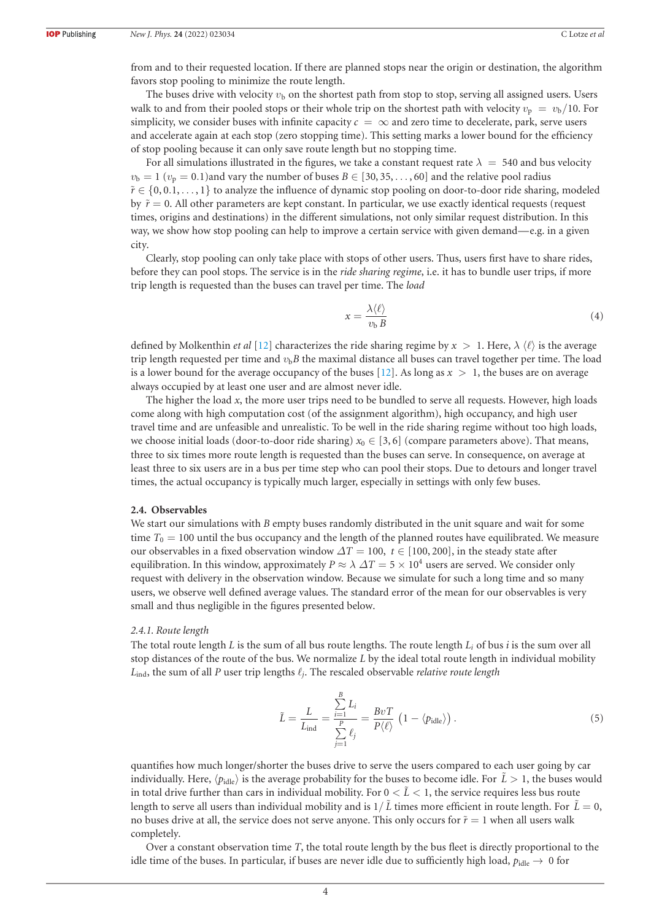from and to their requested location. If there are planned stops near the origin or destination, the algorithm favors stop pooling to minimize the route length.

The buses drive with velocity $v_\mathrm{b}$ on the shortest path from stop to stop, serving all assigned users. Users walk to and from their pooled stops or their whole trip on the shortest path with velocity $v_\mathrm{p} = v_\mathrm{b}/10$. For simplicity, we consider buses with infinite capacity $c = \infty$ and zero time to decelerate, park, serve users and accelerate again at each stop (zero stopping time). This setting marks a lower bound for the efficiency of stop pooling because it can only save route length but no stopping time.

For all simulations illustrated in the figures, we take a constant request rate $\lambda = 540$ and bus velocity $v_\mathrm{b} = 1$ ($v_\mathrm{p} = 0.1$)and vary the number of buses $B \in [30, 35, \ldots, 60]$ and the relative pool radius $\tilde{r} \in \{0, 0.1, \ldots, 1\}$ to analyze the influence of dynamic stop pooling on door-to-door ride sharing, modeled by $\tilde{r} = 0$. All other parameters are kept constant. In particular, we use exactly identical requests (request times, origins and destinations) in the different simulations, not only similar request distribution. In this way, we show how stop pooling can help to improve a certain service with given demand—e.g. in a given city.

Clearly, stop pooling can only take place with stops of other users. Thus, users first have to share rides, before they can pool stops. The service is in the *ride sharing regime*, i.e. it has to bundle user trips, if more trip length is requested than the buses can travel per time. The *load*

$$x = \frac{\lambda \langle \ell \rangle}{v_\mathrm{b}\, B} \tag{4}$$

defined by Molkenthin *et al* [12] characterizes the ride sharing regime by $x > 1$. Here, $\lambda\, \langle \ell \rangle$ is the average trip length requested per time and $v_\mathrm{b} B$ the maximal distance all buses can travel together per time. The load is a lower bound for the average occupancy of the buses [12]. As long as $x > 1$, the buses are on average always occupied by at least one user and are almost never idle.

The higher the load $x$, the more user trips need to be bundled to serve all requests. However, high loads come along with high computation cost (of the assignment algorithm), high occupancy, and high user travel time and are unfeasible and unrealistic. To be well in the ride sharing regime without too high loads, we choose initial loads (door-to-door ride sharing) $x_0 \in [3, 6]$ (compare parameters above). That means, three to six times more route length is requested than the buses can serve. In consequence, on average at least three to six users are in a bus per time step who can pool their stops. Due to detours and longer travel times, the actual occupancy is typically much larger, especially in settings with only few buses.

### 2.4. Observables

We start our simulations with $B$ empty buses randomly distributed in the unit square and wait for some time $T_0 = 100$ until the bus occupancy and the length of the planned routes have equilibrated. We measure our observables in a fixed observation window $\Delta T = 100$, $t \in [100, 200]$, in the steady state after equilibration. In this window, approximately $P \approx \lambda\, \Delta T = 5 \times 10^4$ users are served. We consider only request with delivery in the observation window. Because we simulate for such a long time and so many users, we observe well defined average values. The standard error of the mean for our observables is very small and thus negligible in the figures presented below.

#### 2.4.1. Route length

The total route length $L$ is the sum of all bus route lengths. The route length $L_i$ of bus $i$ is the sum over all stop distances of the route of the bus. We normalize $L$ by the ideal total route length in individual mobility $L_\mathrm{ind}$, the sum of all $P$ user trip lengths $\ell_j$. The rescaled observable *relative route length*

$$\tilde{L} = \frac{L}{L_\mathrm{ind}} = \frac{\sum_{i=1}^{B} L_i}{\sum_{j=1}^{P} \ell_j} = \frac{BvT}{P\langle \ell \rangle}\left(1 - \langle p_\mathrm{idle} \rangle\right). \tag{5}$$

quantifies how much longer/shorter the buses drive to serve the users compared to each user going by car individually. Here, $\langle p_\mathrm{idle} \rangle$ is the average probability for the buses to become idle. For $\tilde{L} > 1$, the buses would in total drive further than cars in individual mobility. For $0 < \tilde{L} < 1$, the service requires less bus route length to serve all users than individual mobility and is $1/\tilde{L}$ times more efficient in route length. For $\tilde{L} = 0$, no buses drive at all, the service does not serve anyone. This only occurs for $\tilde{r} = 1$ when all users walk completely.

Over a constant observation time $T$, the total route length by the bus fleet is directly proportional to the idle time of the buses. In particular, if buses are never idle due to sufficiently high load, $p_\mathrm{idle} \to 0$ for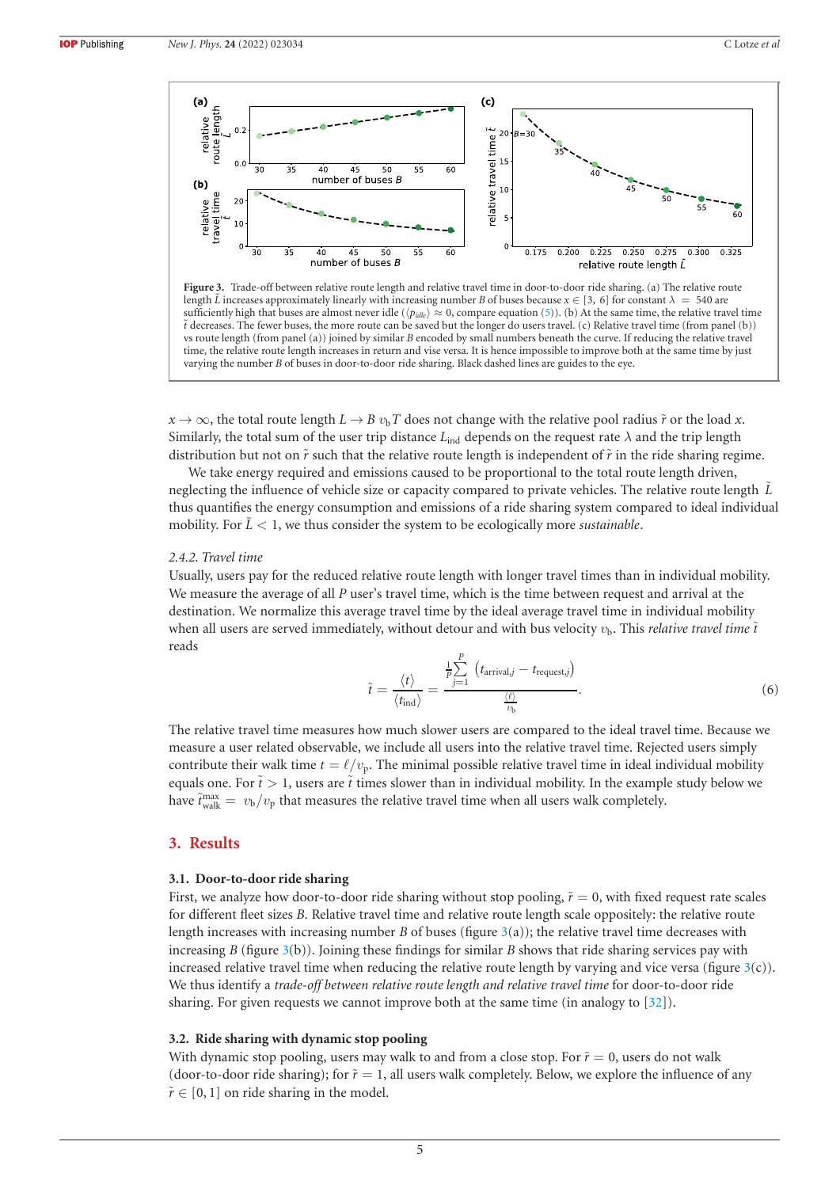(a)

relative route length $\tilde{L}$

0.2

0.0

30 35 40 45 50 55 60

number of buses $B$

(b)

relative travel time $\tilde{t}$

20

10

0

30 35 40 45 50 55 60

number of buses $B$

(c)

relative travel time $\tilde{t}$

20

15

10

5

0

$B$=30

35

40

45

50

55

60

0.175 0.200 0.225 0.250 0.275 0.300 0.325

relative route length $\tilde{L}$

**Figure 3.** Trade-off between relative route length and relative travel time in door-to-door ride sharing. (a) The relative route length $\tilde{L}$ increases approximately linearly with increasing number $B$ of buses because $x \in [3, 6]$ for constant $\lambda = 540$ are sufficiently high that buses are almost never idle ($\langle p_{\text{idle}} \rangle \approx 0$, compare equation (5)). (b) At the same time, the relative travel time $\tilde{t}$ decreases. The fewer buses, the more route can be saved but the longer do users travel. (c) Relative travel time (from panel (b)) vs route length (from panel (a)) joined by similar $B$ encoded by small numbers beneath the curve. If reducing the relative travel time, the relative route length increases in return and vise versa. It is hence impossible to improve both at the same time by just varying the number $B$ of buses in door-to-door ride sharing. Black dashed lines are guides to the eye.

$x \to \infty$, the total route length $L \to B\, v_b T$ does not change with the relative pool radius $\tilde{r}$ or the load $x$. Similarly, the total sum of the user trip distance $L_{\text{ind}}$ depends on the request rate $\lambda$ and the trip length distribution but not on $\tilde{r}$ such that the relative route length is independent of $\tilde{r}$ in the ride sharing regime.

We take energy required and emissions caused to be proportional to the total route length driven, neglecting the influence of vehicle size or capacity compared to private vehicles. The relative route length $\tilde{L}$ thus quantifies the energy consumption and emissions of a ride sharing system compared to ideal individual mobility. For $\tilde{L} < 1$, we thus consider the system to be ecologically more *sustainable*.

*2.4.2. Travel time*

Usually, users pay for the reduced relative route length with longer travel times than in individual mobility. We measure the average of all $P$ user's travel time, which is the time between request and arrival at the destination. We normalize this average travel time by the ideal average travel time in individual mobility when all users are served immediately, without detour and with bus velocity $v_b$. This *relative travel time* $\tilde{t}$ reads

$$\tilde{t} = \frac{\langle t \rangle}{\langle t_{\text{ind}} \rangle} = \frac{\frac{1}{P}\sum_{j=1}^{P}\left(t_{\text{arrival},j} - t_{\text{request},j}\right)}{\frac{\langle \ell \rangle}{v_b}}. \tag{6}$$

The relative travel time measures how much slower users are compared to the ideal travel time. Because we measure a user related observable, we include all users into the relative travel time. Rejected users simply contribute their walk time $t = \ell / v_p$. The minimal possible relative travel time in ideal individual mobility equals one. For $\tilde{t} > 1$, users are $\tilde{t}$ times slower than in individual mobility. In the example study below we have $\tilde{t}_{\text{walk}}^{\max} = v_b / v_p$ that measures the relative travel time when all users walk completely.

## 3. Results

### 3.1. Door-to-door ride sharing

First, we analyze how door-to-door ride sharing without stop pooling, $\tilde{r} = 0$, with fixed request rate scales for different fleet sizes $B$. Relative travel time and relative route length scale oppositely: the relative route length increases with increasing number $B$ of buses (figure 3(a)); the relative travel time decreases with increasing $B$ (figure 3(b)). Joining these findings for similar $B$ shows that ride sharing services pay with increased relative travel time when reducing the relative route length by varying and vice versa (figure 3(c)). We thus identify a *trade-off between relative route length and relative travel time* for door-to-door ride sharing. For given requests we cannot improve both at the same time (in analogy to [32]).

### 3.2. Ride sharing with dynamic stop pooling

With dynamic stop pooling, users may walk to and from a close stop. For $\tilde{r} = 0$, users do not walk (door-to-door ride sharing); for $\tilde{r} = 1$, all users walk completely. Below, we explore the influence of any $\tilde{r} \in [0, 1]$ on ride sharing in the model.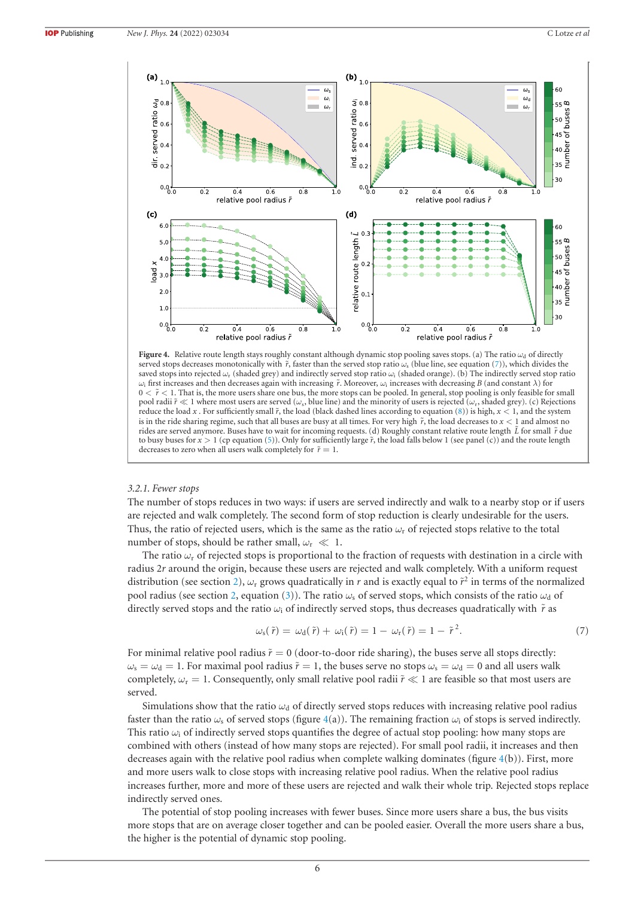(a)
1.0
0.8
0.6
0.4
0.2
0.0
dir. served ratio $\omega_d$
0.0 0.2 0.4 0.6 0.8 1.0
relative pool radius $\tilde{r}$
$\omega_s$
$\omega_i$
$\omega_r$

(b)
1.0
0.8
0.6
0.4
0.2
0.0
ind. served ratio $\omega_i$
0.0 0.2 0.4 0.6 0.8 1.0
relative pool radius $\tilde{r}$
$\omega_s$
$\omega_d$
$\omega_r$
60 55 50 45 40 35 30
number of buses $B$

(c)
6.0
5.0
4.0
3.0
2.0
1.0
0.0
load $x$
0.0 0.2 0.4 0.6 0.8 1.0
relative pool radius $\tilde{r}$

(d)
0.3
0.2
0.1
0.0
relative route length $\tilde{L}$
0.0 0.2 0.4 0.6 0.8 1.0
relative pool radius $\tilde{r}$
60 55 50 45 40 35 30
number of buses $B$

**Figure 4.** Relative route length stays roughly constant although dynamic stop pooling saves stops. (a) The ratio $\omega_d$ of directly served stops decreases monotonically with $\tilde{r}$, faster than the served stop ratio $\omega_s$ (blue line, see equation (7)), which divides the saved stops into rejected $\omega_r$ (shaded grey) and indirectly served stop ratio $\omega_i$ (shaded orange). (b) The indirectly served stop ratio $\omega_i$ first increases and then decreases again with increasing $\tilde{r}$. Moreover, $\omega_i$ increases with decreasing $B$ (and constant $\lambda$) for $0 < \tilde{r} < 1$. That is, the more users share one bus, the more stops can be pooled. In general, stop pooling is only feasible for small pool radii $\tilde{r} \ll 1$ where most users are served ($\omega_s$, blue line) and the minority of users is rejected ($\omega_r$, shaded grey). (c) Rejections reduce the load $x$. For sufficiently small $\tilde{r}$, the load (black dashed lines according to equation (8)) is high, $x < 1$, and the system is in the ride sharing regime, such that all buses are busy at all times. For very high $\tilde{r}$, the load decreases to $x < 1$ and almost no rides are served anymore. Buses have to wait for incoming requests. (d) Roughly constant relative route length $\tilde{L}$ for small $\tilde{r}$ due to busy buses for $x > 1$ (cp equation (5)). Only for sufficiently large $\tilde{r}$, the load falls below 1 (see panel (c)) and the route length decreases to zero when all users walk completely for $\tilde{r} = 1$.

### 3.2.1. Fewer stops

The number of stops reduces in two ways: if users are served indirectly and walk to a nearby stop or if users are rejected and walk completely. The second form of stop reduction is clearly undesirable for the users. Thus, the ratio of rejected users, which is the same as the ratio $\omega_r$ of rejected stops relative to the total number of stops, should be rather small, $\omega_r \ll 1$.

The ratio $\omega_r$ of rejected stops is proportional to the fraction of requests with destination in a circle with radius $2r$ around the origin, because these users are rejected and walk completely. With a uniform request distribution (see section 2), $\omega_r$ grows quadratically in $r$ and is exactly equal to $\tilde{r}^2$ in terms of the normalized pool radius (see section 2, equation (3)). The ratio $\omega_s$ of served stops, which consists of the ratio $\omega_d$ of directly served stops and the ratio $\omega_i$ of indirectly served stops, thus decreases quadratically with $\tilde{r}$ as

$$\omega_s(\tilde{r}) = \omega_d(\tilde{r}) + \omega_i(\tilde{r}) = 1 - \omega_r(\tilde{r}) = 1 - \tilde{r}^2. \tag{7}$$

For minimal relative pool radius $\tilde{r} = 0$ (door-to-door ride sharing), the buses serve all stops directly: $\omega_s = \omega_d = 1$. For maximal pool radius $\tilde{r} = 1$, the buses serve no stops $\omega_s = \omega_d = 0$ and all users walk completely, $\omega_r = 1$. Consequently, only small relative pool radii $\tilde{r} \ll 1$ are feasible so that most users are served.

Simulations show that the ratio $\omega_d$ of directly served stops reduces with increasing relative pool radius faster than the ratio $\omega_s$ of served stops (figure 4(a)). The remaining fraction $\omega_i$ of stops is served indirectly. This ratio $\omega_i$ of indirectly served stops quantifies the degree of actual stop pooling: how many stops are combined with others (instead of how many stops are rejected). For small pool radii, it increases and then decreases again with the relative pool radius when complete walking dominates (figure 4(b)). First, more and more users walk to close stops with increasing relative pool radius. When the relative pool radius increases further, more and more of these users are rejected and walk their whole trip. Rejected stops replace indirectly served ones.

The potential of stop pooling increases with fewer buses. Since more users share a bus, the bus visits more stops that are on average closer together and can be pooled easier. Overall the more users share a bus, the higher is the potential of dynamic stop pooling.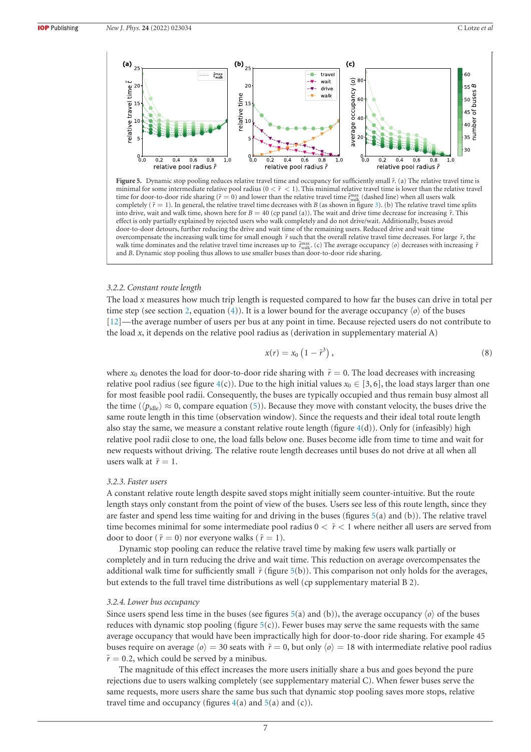(a)
25
20
15
10
5
0
relative travel time $\tilde{t}$
0.0 0.2 0.4 0.6 0.8 1.0
relative pool radius $\tilde{r}$
$\tilde{t}^{\max}_{\text{walk}}$

(b)
25
20
15
10
5
0
relative time
0.0 0.2 0.4 0.6 0.8 1.0
relative pool radius $\tilde{r}$
travel
wait
drive
walk

(c)
80
60
40
20
0
average occupancy $\langle o \rangle$
0.0 0.2 0.4 0.6 0.8 1.0
relative pool radius $\tilde{r}$
number of buses $B$
60
55
50
45
40
35
30

**Figure 5.** Dynamic stop pooling reduces relative travel time and occupancy for sufficiently small $\tilde{r}$. (a) The relative travel time is minimal for some intermediate relative pool radius ($0 < \tilde{r} < 1$). This minimal relative travel time is lower than the relative travel time for door-to-door ride sharing ($\tilde{r} = 0$) and lower than the relative travel time $\tilde{t}^{\max}_{\text{walk}}$ (dashed line) when all users walk completely ($\tilde{r} = 1$). In general, the relative travel time decreases with $B$ (as shown in figure 3). (b) The relative travel time splits into drive, wait and walk time, shown here for $B = 40$ (cp panel (a)). The wait and drive time decrease for increasing $\tilde{r}$. This effect is only partially explained by rejected users who walk completely and do not drive/wait. Additionally, buses avoid door-to-door detours, further reducing the drive and wait time of the remaining users. Reduced drive and wait time overcompensate the increasing walk time for small enough $\tilde{r}$ such that the overall relative travel time decreases. For large $\tilde{r}$, the walk time dominates and the relative travel time increases up to $\tilde{t}^{\max}_{\text{walk}}$. (c) The average occupancy $\langle o \rangle$ decreases with increasing $\tilde{r}$ and $B$. Dynamic stop pooling thus allows to use smaller buses than door-to-door ride sharing.

### *3.2.2. Constant route length*

The load $x$ measures how much trip length is requested compared to how far the buses can drive in total per time step (see section 2, equation (4)). It is a lower bound for the average occupancy $\langle o \rangle$ of the buses [12]—the average number of users per bus at any point in time. Because rejected users do not contribute to the load $x$, it depends on the relative pool radius as (derivation in supplementary material A)

$$x(r) = x_0 \left(1 - \tilde{r}^3\right), \tag{8}$$

where $x_0$ denotes the load for door-to-door ride sharing with $\tilde{r} = 0$. The load decreases with increasing relative pool radius (see figure 4(c)). Due to the high initial values $x_0 \in [3, 6]$, the load stays larger than one for most feasible pool radii. Consequently, the buses are typically occupied and thus remain busy almost all the time ($\langle p_{\text{idle}} \rangle \approx 0$, compare equation (5)). Because they move with constant velocity, the buses drive the same route length in this time (observation window). Since the requests and their ideal total route length also stay the same, we measure a constant relative route length (figure 4(d)). Only for (infeasibly) high relative pool radii close to one, the load falls below one. Buses become idle from time to time and wait for new requests without driving. The relative route length decreases until buses do not drive at all when all users walk at $\tilde{r} = 1$.

### *3.2.3. Faster users*

A constant relative route length despite saved stops might initially seem counter-intuitive. But the route length stays only constant from the point of view of the buses. Users see less of this route length, since they are faster and spend less time waiting for and driving in the buses (figures 5(a) and (b)). The relative travel time becomes minimal for some intermediate pool radius $0 < \tilde{r} < 1$ where neither all users are served from door to door ($\tilde{r} = 0$) nor everyone walks ($\tilde{r} = 1$).

Dynamic stop pooling can reduce the relative travel time by making few users walk partially or completely and in turn reducing the drive and wait time. This reduction on average overcompensates the additional walk time for sufficiently small $\tilde{r}$ (figure 5(b)). This comparison not only holds for the averages, but extends to the full travel time distributions as well (cp supplementary material B 2).

### *3.2.4. Lower bus occupancy*

Since users spend less time in the buses (see figures 5(a) and (b)), the average occupancy $\langle o \rangle$ of the buses reduces with dynamic stop pooling (figure 5(c)). Fewer buses may serve the same requests with the same average occupancy that would have been impractically high for door-to-door ride sharing. For example 45 buses require on average $\langle o \rangle = 30$ seats with $\tilde{r} = 0$, but only $\langle o \rangle = 18$ with intermediate relative pool radius $\tilde{r} = 0.2$, which could be served by a minibus.

The magnitude of this effect increases the more users initially share a bus and goes beyond the pure rejections due to users walking completely (see supplementary material C). When fewer buses serve the same requests, more users share the same bus such that dynamic stop pooling saves more stops, relative travel time and occupancy (figures 4(a) and 5(a) and (c)).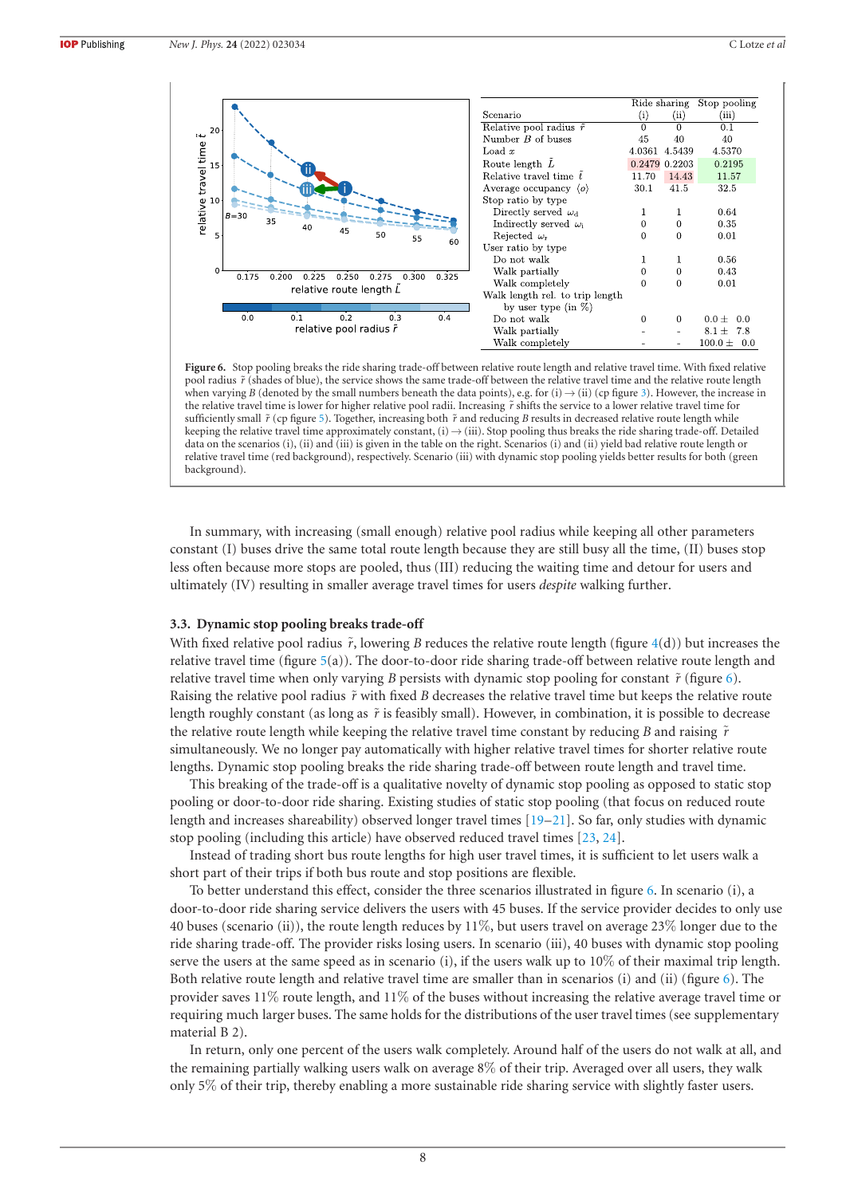relative travel time $\tilde{t}$

20

15

10

5

0

$B$=30

35

40

45

50

55

60

ii

iii

i

0.175 0.200 0.225 0.250 0.275 0.300 0.325

relative route length $\tilde{L}$

0.0 0.1 0.2 0.3 0.4

relative pool radius $\tilde{r}$

| | Ride sharing | | Stop pooling |
|---|---|---|---|
| Scenario | (i) | (ii) | (iii) |
| Relative pool radius $\tilde{r}$ | 0 | 0 | 0.1 |
| Number $B$ of buses | 45 | 40 | 40 |
| Load $x$ | 4.0361 | 4.5439 | 4.5370 |
| Route length $\tilde{L}$ | 0.2479 | 0.2203 | 0.2195 |
| Relative travel time $\tilde{t}$ | 11.70 | 14.43 | 11.57 |
| Average occupancy $\langle o \rangle$ | 30.1 | 41.5 | 32.5 |
| Stop ratio by type | | | |
| Directly served $\omega_d$ | 1 | 1 | 0.64 |
| Indirectly served $\omega_i$ | 0 | 0 | 0.35 |
| Rejected $\omega_r$ | 0 | 0 | 0.01 |
| User ratio by type | | | |
| Do not walk | 1 | 1 | 0.56 |
| Walk partially | 0 | 0 | 0.43 |
| Walk completely | 0 | 0 | 0.01 |
| Walk length rel. to trip length by user type (in %) | | | |
| Do not walk | 0 | 0 | 0.0 ± 0.0 |
| Walk partially | - | - | 8.1 ± 7.8 |
| Walk completely | - | - | 100.0 ± 0.0 |

**Figure 6.** Stop pooling breaks the ride sharing trade-off between relative route length and relative travel time. With fixed relative pool radius $\tilde{r}$ (shades of blue), the service shows the same trade-off between the relative travel time and the relative route length when varying $B$ (denoted by the small numbers beneath the data points), e.g. for (i) → (ii) (cp figure 3). However, the increase in the relative travel time is lower for higher relative pool radii. Increasing $\tilde{r}$ shifts the service to a lower relative travel time for sufficiently small $\tilde{r}$ (cp figure 5). Together, increasing both $\tilde{r}$ and reducing $B$ results in decreased relative route length while keeping the relative travel time approximately constant, (i) → (iii). Stop pooling thus breaks the ride sharing trade-off. Detailed data on the scenarios (i), (ii) and (iii) is given in the table on the right. Scenarios (i) and (ii) yield bad relative route length or relative travel time (red background), respectively. Scenario (iii) with dynamic stop pooling yields better results for both (green background).

In summary, with increasing (small enough) relative pool radius while keeping all other parameters constant (I) buses drive the same total route length because they are still busy all the time, (II) buses stop less often because more stops are pooled, thus (III) reducing the waiting time and detour for users and ultimately (IV) resulting in smaller average travel times for users *despite* walking further.

### 3.3. Dynamic stop pooling breaks trade-off

With fixed relative pool radius $\tilde{r}$, lowering $B$ reduces the relative route length (figure 4(d)) but increases the relative travel time (figure 5(a)). The door-to-door ride sharing trade-off between relative route length and relative travel time when only varying $B$ persists with dynamic stop pooling for constant $\tilde{r}$ (figure 6). Raising the relative pool radius $\tilde{r}$ with fixed $B$ decreases the relative travel time but keeps the relative route length roughly constant (as long as $\tilde{r}$ is feasibly small). However, in combination, it is possible to decrease the relative route length while keeping the relative travel time constant by reducing $B$ and raising $\tilde{r}$ simultaneously. We no longer pay automatically with higher relative travel times for shorter relative route lengths. Dynamic stop pooling breaks the ride sharing trade-off between route length and travel time.

This breaking of the trade-off is a qualitative novelty of dynamic stop pooling as opposed to static stop pooling or door-to-door ride sharing. Existing studies of static stop pooling (that focus on reduced route length and increases shareability) observed longer travel times [19–21]. So far, only studies with dynamic stop pooling (including this article) have observed reduced travel times [23, 24].

Instead of trading short bus route lengths for high user travel times, it is sufficient to let users walk a short part of their trips if both bus route and stop positions are flexible.

To better understand this effect, consider the three scenarios illustrated in figure 6. In scenario (i), a door-to-door ride sharing service delivers the users with 45 buses. If the service provider decides to only use 40 buses (scenario (ii)), the route length reduces by 11%, but users travel on average 23% longer due to the ride sharing trade-off. The provider risks losing users. In scenario (iii), 40 buses with dynamic stop pooling serve the users at the same speed as in scenario (i), if the users walk up to 10% of their maximal trip length. Both relative route length and relative travel time are smaller than in scenarios (i) and (ii) (figure 6). The provider saves 11% route length, and 11% of the buses without increasing the relative average travel time or requiring much larger buses. The same holds for the distributions of the user travel times (see supplementary material B 2).

In return, only one percent of the users walk completely. Around half of the users do not walk at all, and the remaining partially walking users walk on average 8% of their trip. Averaged over all users, they walk only 5% of their trip, thereby enabling a more sustainable ride sharing service with slightly faster users.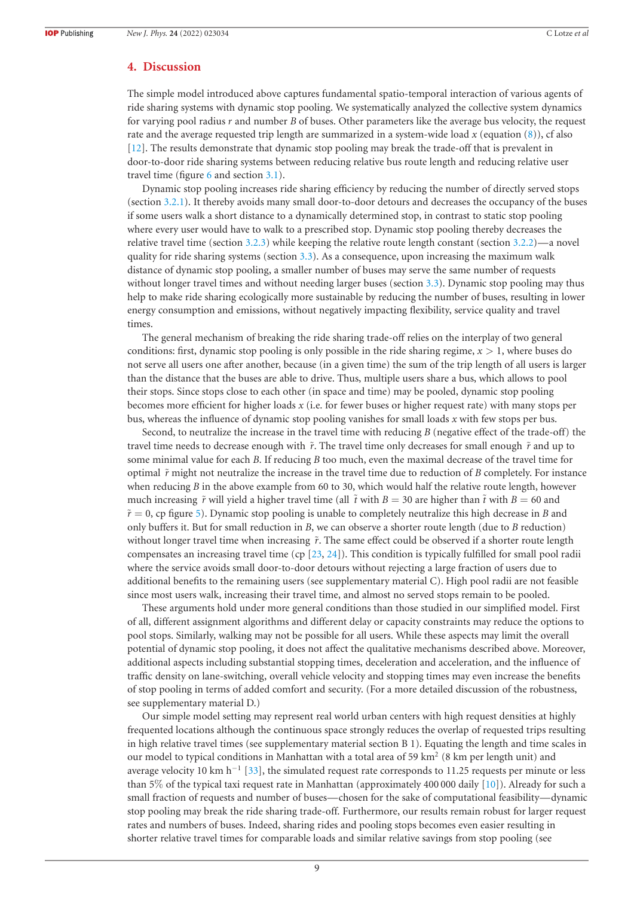## 4. Discussion

The simple model introduced above captures fundamental spatio-temporal interaction of various agents of ride sharing systems with dynamic stop pooling. We systematically analyzed the collective system dynamics for varying pool radius $r$ and number $B$ of buses. Other parameters like the average bus velocity, the request rate and the average requested trip length are summarized in a system-wide load $x$ (equation (8)), cf also [12]. The results demonstrate that dynamic stop pooling may break the trade-off that is prevalent in door-to-door ride sharing systems between reducing relative bus route length and reducing relative user travel time (figure 6 and section 3.1).

Dynamic stop pooling increases ride sharing efficiency by reducing the number of directly served stops (section 3.2.1). It thereby avoids many small door-to-door detours and decreases the occupancy of the buses if some users walk a short distance to a dynamically determined stop, in contrast to static stop pooling where every user would have to walk to a prescribed stop. Dynamic stop pooling thereby decreases the relative travel time (section 3.2.3) while keeping the relative route length constant (section 3.2.2)—a novel quality for ride sharing systems (section 3.3). As a consequence, upon increasing the maximum walk distance of dynamic stop pooling, a smaller number of buses may serve the same number of requests without longer travel times and without needing larger buses (section 3.3). Dynamic stop pooling may thus help to make ride sharing ecologically more sustainable by reducing the number of buses, resulting in lower energy consumption and emissions, without negatively impacting flexibility, service quality and travel times.

The general mechanism of breaking the ride sharing trade-off relies on the interplay of two general conditions: first, dynamic stop pooling is only possible in the ride sharing regime, $x > 1$, where buses do not serve all users one after another, because (in a given time) the sum of the trip length of all users is larger than the distance that the buses are able to drive. Thus, multiple users share a bus, which allows to pool their stops. Since stops close to each other (in space and time) may be pooled, dynamic stop pooling becomes more efficient for higher loads $x$ (i.e. for fewer buses or higher request rate) with many stops per bus, whereas the influence of dynamic stop pooling vanishes for small loads $x$ with few stops per bus.

Second, to neutralize the increase in the travel time with reducing $B$ (negative effect of the trade-off) the travel time needs to decrease enough with $\tilde{r}$. The travel time only decreases for small enough $\tilde{r}$ and up to some minimal value for each $B$. If reducing $B$ too much, even the maximal decrease of the travel time for optimal $\tilde{r}$ might not neutralize the increase in the travel time due to reduction of $B$ completely. For instance when reducing $B$ in the above example from 60 to 30, which would half the relative route length, however much increasing $\tilde{r}$ will yield a higher travel time (all $\tilde{t}$ with $B = 30$ are higher than $\tilde{t}$ with $B = 60$ and $\tilde{r} = 0$, cp figure 5). Dynamic stop pooling is unable to completely neutralize this high decrease in $B$ and only buffers it. But for small reduction in $B$, we can observe a shorter route length (due to $B$ reduction) without longer travel time when increasing $\tilde{r}$. The same effect could be observed if a shorter route length compensates an increasing travel time (cp [23, 24]). This condition is typically fulfilled for small pool radii where the service avoids small door-to-door detours without rejecting a large fraction of users due to additional benefits to the remaining users (see supplementary material C). High pool radii are not feasible since most users walk, increasing their travel time, and almost no served stops remain to be pooled.

These arguments hold under more general conditions than those studied in our simplified model. First of all, different assignment algorithms and different delay or capacity constraints may reduce the options to pool stops. Similarly, walking may not be possible for all users. While these aspects may limit the overall potential of dynamic stop pooling, it does not affect the qualitative mechanisms described above. Moreover, additional aspects including substantial stopping times, deceleration and acceleration, and the influence of traffic density on lane-switching, overall vehicle velocity and stopping times may even increase the benefits of stop pooling in terms of added comfort and security. (For a more detailed discussion of the robustness, see supplementary material D.)

Our simple model setting may represent real world urban centers with high request densities at highly frequented locations although the continuous space strongly reduces the overlap of requested trips resulting in high relative travel times (see supplementary material section B 1). Equating the length and time scales in our model to typical conditions in Manhattan with a total area of 59 km$^2$ (8 km per length unit) and average velocity 10 km h$^{-1}$ [33], the simulated request rate corresponds to 11.25 requests per minute or less than 5% of the typical taxi request rate in Manhattan (approximately 400 000 daily [10]). Already for such a small fraction of requests and number of buses—chosen for the sake of computational feasibility—dynamic stop pooling may break the ride sharing trade-off. Furthermore, our results remain robust for larger request rates and numbers of buses. Indeed, sharing rides and pooling stops becomes even easier resulting in shorter relative travel times for comparable loads and similar relative savings from stop pooling (see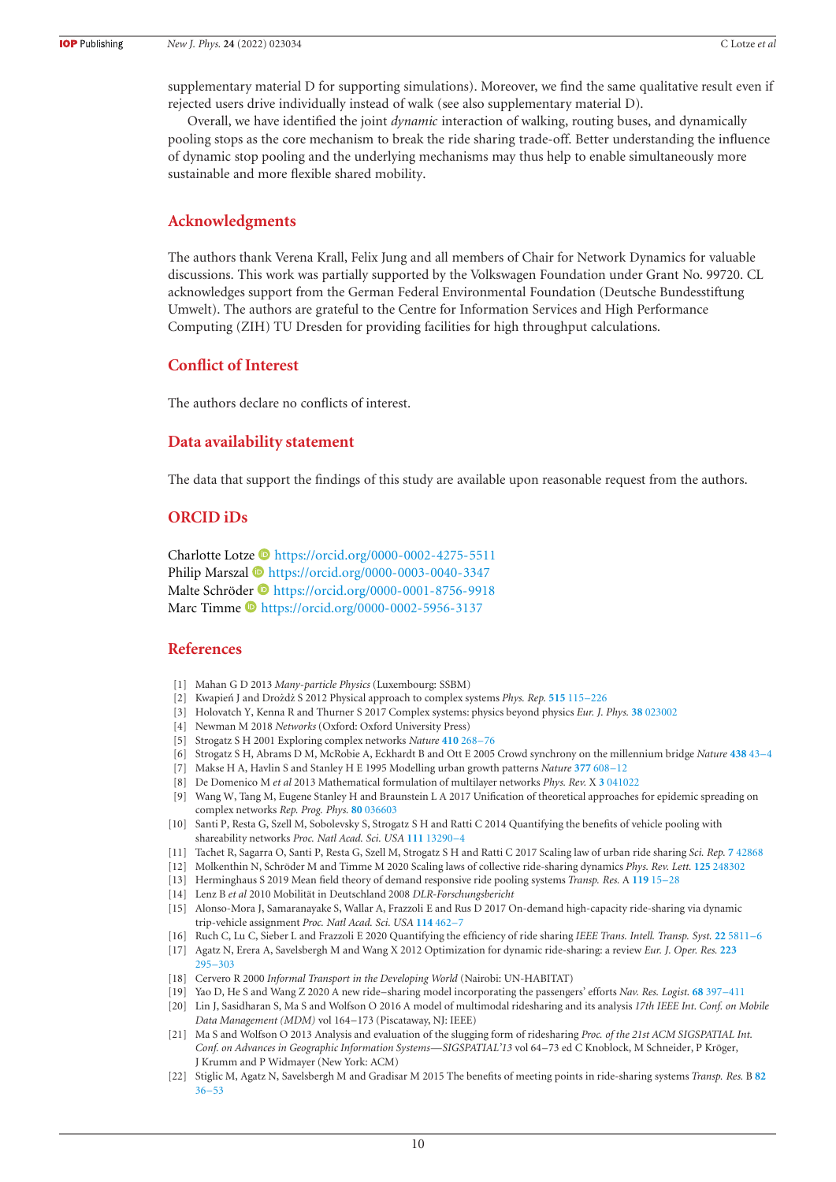supplementary material D for supporting simulations). Moreover, we find the same qualitative result even if rejected users drive individually instead of walk (see also supplementary material D).

Overall, we have identified the joint *dynamic* interaction of walking, routing buses, and dynamically pooling stops as the core mechanism to break the ride sharing trade-off. Better understanding the influence of dynamic stop pooling and the underlying mechanisms may thus help to enable simultaneously more sustainable and more flexible shared mobility.

## Acknowledgments

The authors thank Verena Krall, Felix Jung and all members of Chair for Network Dynamics for valuable discussions. This work was partially supported by the Volkswagen Foundation under Grant No. 99720. CL acknowledges support from the German Federal Environmental Foundation (Deutsche Bundesstiftung Umwelt). The authors are grateful to the Centre for Information Services and High Performance Computing (ZIH) TU Dresden for providing facilities for high throughput calculations.

## Conflict of Interest

The authors declare no conflicts of interest.

## Data availability statement

The data that support the findings of this study are available upon reasonable request from the authors.

## ORCID iDs

Charlotte Lotze https://orcid.org/0000-0002-4275-5511
Philip Marszal https://orcid.org/0000-0003-0040-3347
Malte Schröder https://orcid.org/0000-0001-8756-9918
Marc Timme https://orcid.org/0000-0002-5956-3137

## References

[1] Mahan G D 2013 *Many-particle Physics* (Luxembourg: SSBM)
[2] Kwapień J and Drożdż S 2012 Physical approach to complex systems *Phys. Rep.* **515** 115–226
[3] Holovatch Y, Kenna R and Thurner S 2017 Complex systems: physics beyond physics *Eur. J. Phys.* **38** 023002
[4] Newman M 2018 *Networks* (Oxford: Oxford University Press)
[5] Strogatz S H 2001 Exploring complex networks *Nature* **410** 268–76
[6] Strogatz S H, Abrams D M, McRobie A, Eckhardt B and Ott E 2005 Crowd synchrony on the millennium bridge *Nature* **438** 43–4
[7] Makse H A, Havlin S and Stanley H E 1995 Modelling urban growth patterns *Nature* **377** 608–12
[8] De Domenico M *et al* 2013 Mathematical formulation of multilayer networks *Phys. Rev.* X **3** 041022
[9] Wang W, Tang M, Eugene Stanley H and Braunstein L A 2017 Unification of theoretical approaches for epidemic spreading on complex networks *Rep. Prog. Phys.* **80** 036603
[10] Santi P, Resta G, Szell M, Sobolevsky S, Strogatz S H and Ratti C 2014 Quantifying the benefits of vehicle pooling with shareability networks *Proc. Natl Acad. Sci. USA* **111** 13290–4
[11] Tachet R, Sagarra O, Santi P, Resta G, Szell M, Strogatz S H and Ratti C 2017 Scaling law of urban ride sharing *Sci. Rep.* **7** 42868
[12] Molkenthin N, Schröder M and Timme M 2020 Scaling laws of collective ride-sharing dynamics *Phys. Rev. Lett.* **125** 248302
[13] Herminghaus S 2019 Mean field theory of demand responsive ride pooling systems *Transp. Res.* A **119** 15–28
[14] Lenz B *et al* 2010 Mobilität in Deutschland 2008 *DLR-Forschungsbericht*
[15] Alonso-Mora J, Samaranayake S, Wallar A, Frazzoli E and Rus D 2017 On-demand high-capacity ride-sharing via dynamic trip-vehicle assignment *Proc. Natl Acad. Sci. USA* **114** 462–7
[16] Ruch C, Lu C, Sieber L and Frazzoli E 2020 Quantifying the efficiency of ride sharing *IEEE Trans. Intell. Transp. Syst.* **22** 5811–6
[17] Agatz N, Erera A, Savelsbergh M and Wang X 2012 Optimization for dynamic ride-sharing: a review *Eur. J. Oper. Res.* **223** 295–303
[18] Cervero R 2000 *Informal Transport in the Developing World* (Nairobi: UN-HABITAT)
[19] Yao D, He S and Wang Z 2020 A new ride–sharing model incorporating the passengers' efforts *Nav. Res. Logist.* **68** 397–411
[20] Lin J, Sasidharan S, Ma S and Wolfson O 2016 A model of multimodal ridesharing and its analysis *17th IEEE Int. Conf. on Mobile Data Management (MDM)* vol 164–173 (Piscataway, NJ: IEEE)
[21] Ma S and Wolfson O 2013 Analysis and evaluation of the slugging form of ridesharing *Proc. of the 21st ACM SIGSPATIAL Int. Conf. on Advances in Geographic Information Systems—SIGSPATIAL'13* vol 64–73 ed C Knoblock, M Schneider, P Kröger, J Krumm and P Widmayer (New York: ACM)
[22] Stiglic M, Agatz N, Savelsbergh M and Gradisar M 2015 The benefits of meeting points in ride-sharing systems *Transp. Res.* B **82** 36–53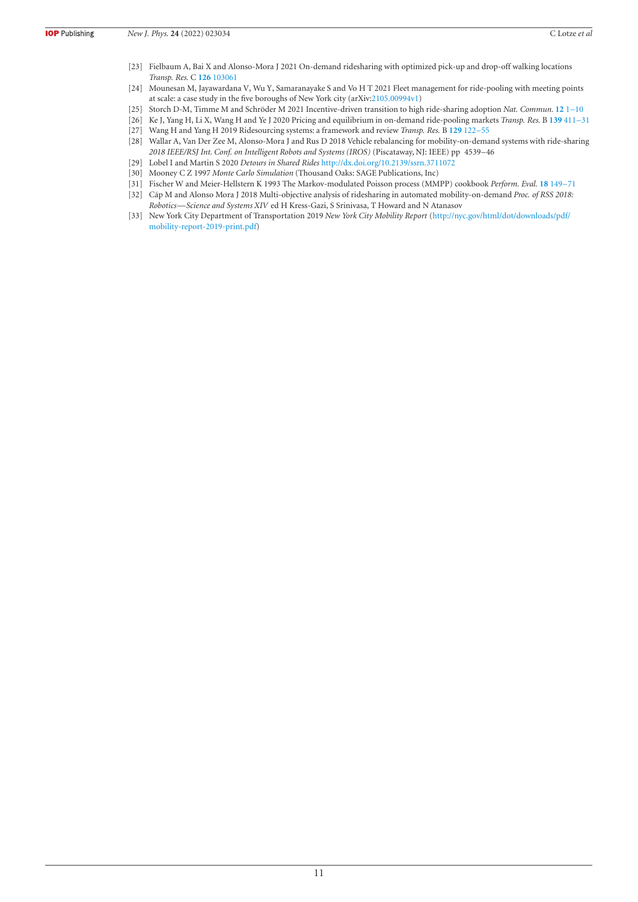[23] Fielbaum A, Bai X and Alonso-Mora J 2021 On-demand ridesharing with optimized pick-up and drop-off walking locations *Transp. Res.* C **126** 103061

[24] Mounesan M, Jayawardana V, Wu Y, Samaranayake S and Vo H T 2021 Fleet management for ride-pooling with meeting points at scale: a case study in the five boroughs of New York city (arXiv:2105.00994v1)

[25] Storch D-M, Timme M and Schröder M 2021 Incentive-driven transition to high ride-sharing adoption *Nat. Commun.* **12** 1–10

[26] Ke J, Yang H, Li X, Wang H and Ye J 2020 Pricing and equilibrium in on-demand ride-pooling markets *Transp. Res.* B **139** 411–31

[27] Wang H and Yang H 2019 Ridesourcing systems: a framework and review *Transp. Res.* B **129** 122–55

[28] Wallar A, Van Der Zee M, Alonso-Mora J and Rus D 2018 Vehicle rebalancing for mobility-on-demand systems with ride-sharing *2018 IEEE/RSJ Int. Conf. on Intelligent Robots and Systems (IROS)* (Piscataway, NJ: IEEE) pp 4539–46

[29] Lobel I and Martin S 2020 *Detours in Shared Rides* http://dx.doi.org/10.2139/ssrn.3711072

[30] Mooney C Z 1997 *Monte Carlo Simulation* (Thousand Oaks: SAGE Publications, Inc)

[31] Fischer W and Meier-Hellstern K 1993 The Markov-modulated Poisson process (MMPP) cookbook *Perform. Eval.* **18** 149–71

[32] Cáp M and Alonso Mora J 2018 Multi-objective analysis of ridesharing in automated mobility-on-demand *Proc. of RSS 2018: Robotics—Science and Systems XIV* ed H Kress-Gazi, S Srinivasa, T Howard and N Atanasov

[33] New York City Department of Transportation 2019 *New York City Mobility Report* (http://nyc.gov/html/dot/downloads/pdf/mobility-report-2019-print.pdf)